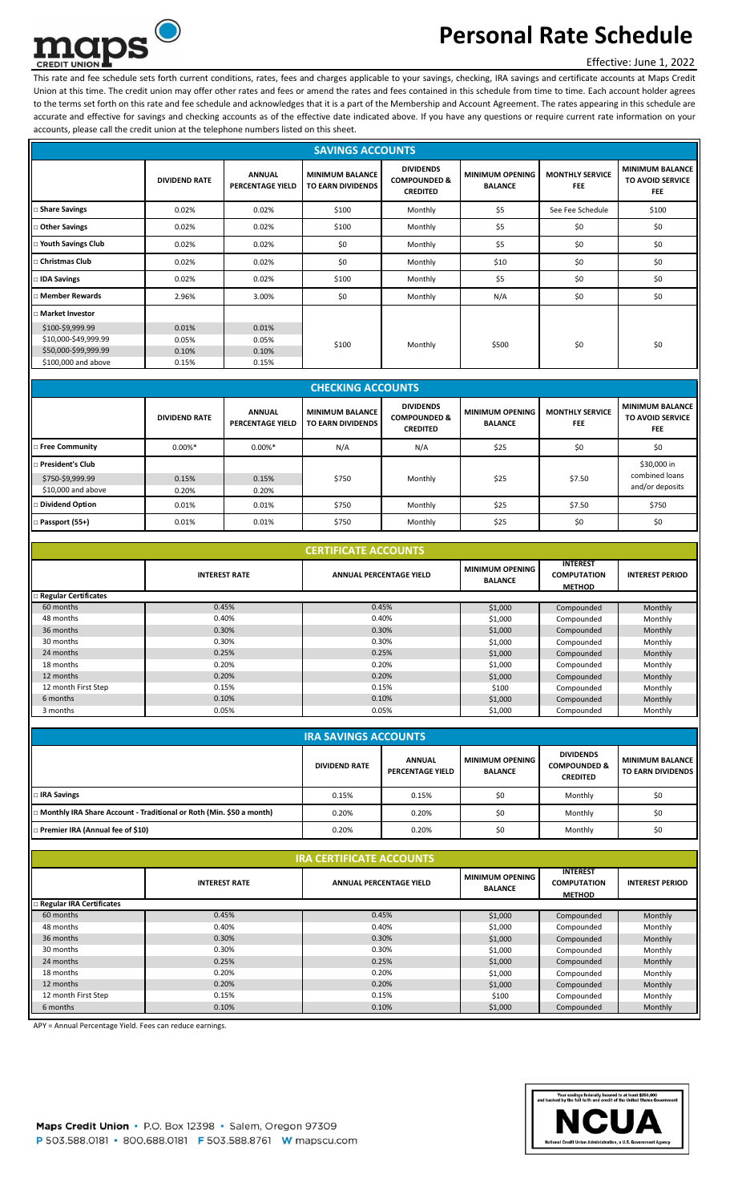# Personal Rate Schedule

Effective: June 1, 2022

This rate and fee schedule sets forth current conditions, rates, fees and charges applicable to your savings, checking, IRA savings and certificate accounts at Maps Credit Union at this time. The credit union may offer other rates and fees or amend the rates and fees contained in this schedule from time to time. Each account holder agrees to the terms set forth on this rate and fee schedule and acknowledges that it is a part of the Membership and Account Agreement. The rates appearing in this schedule are accurate and effective for savings and checking accounts as of the effective date indicated above. If you have any questions or require current rate information on your accounts, please call the credit union at the telephone numbers listed on this sheet.

## SAVINGS ACCOUNTS

| | DIVIDEND RATE | ANNUAL PERCENTAGE YIELD | MINIMUM BALANCE TO EARN DIVIDENDS | DIVIDENDS COMPOUNDED & CREDITED | MINIMUM OPENING BALANCE | MONTHLY SERVICE FEE | MINIMUM BALANCE TO AVOID SERVICE FEE |
|---|---|---|---|---|---|---|---|
| □ Share Savings | 0.02% | 0.02% | $100 | Monthly | $5 | See Fee Schedule | $100 |
| □ Other Savings | 0.02% | 0.02% | $100 | Monthly | $5 | $0 | $0 |
| □ Youth Savings Club | 0.02% | 0.02% | $0 | Monthly | $5 | $0 | $0 |
| □ Christmas Club | 0.02% | 0.02% | $0 | Monthly | $10 | $0 | $0 |
| □ IDA Savings | 0.02% | 0.02% | $100 | Monthly | $5 | $0 | $0 |
| □ Member Rewards | 2.96% | 3.00% | $0 | Monthly | N/A | $0 | $0 |
| □ Market Investor | | | $100 | Monthly | $500 | $0 | $0 |
| $100-$9,999.99 | 0.01% | 0.01% | | | | | |
| $10,000-$49,999.99 | 0.05% | 0.05% | | | | | |
| $50,000-$99,999.99 | 0.10% | 0.10% | | | | | |
| $100,000 and above | 0.15% | 0.15% | | | | | |

## CHECKING ACCOUNTS

| | DIVIDEND RATE | ANNUAL PERCENTAGE YIELD | MINIMUM BALANCE TO EARN DIVIDENDS | DIVIDENDS COMPOUNDED & CREDITED | MINIMUM OPENING BALANCE | MONTHLY SERVICE FEE | MINIMUM BALANCE TO AVOID SERVICE FEE |
|---|---|---|---|---|---|---|---|
| □ Free Community | 0.00%* | 0.00%* | N/A | N/A | $25 | $0 | $0 |
| □ President's Club | | | $750 | Monthly | $25 | $7.50 | $30,000 in combined loans and/or deposits |
| $750-$9,999.99 | 0.15% | 0.15% | | | | | |
| $10,000 and above | 0.20% | 0.20% | | | | | |
| □ Dividend Option | 0.01% | 0.01% | $750 | Monthly | $25 | $7.50 | $750 |
| □ Passport (55+) | 0.01% | 0.01% | $750 | Monthly | $25 | $0 | $0 |

## CERTIFICATE ACCOUNTS

| | INTEREST RATE | ANNUAL PERCENTAGE YIELD | MINIMUM OPENING BALANCE | INTEREST COMPUTATION METHOD | INTEREST PERIOD |
|---|---|---|---|---|---|
| □ Regular Certificates | | | | | |
| 60 months | 0.45% | 0.45% | $1,000 | Compounded | Monthly |
| 48 months | 0.40% | 0.40% | $1,000 | Compounded | Monthly |
| 36 months | 0.30% | 0.30% | $1,000 | Compounded | Monthly |
| 30 months | 0.30% | 0.30% | $1,000 | Compounded | Monthly |
| 24 months | 0.25% | 0.25% | $1,000 | Compounded | Monthly |
| 18 months | 0.20% | 0.20% | $1,000 | Compounded | Monthly |
| 12 months | 0.20% | 0.20% | $1,000 | Compounded | Monthly |
| 12 month First Step | 0.15% | 0.15% | $100 | Compounded | Monthly |
| 6 months | 0.10% | 0.10% | $1,000 | Compounded | Monthly |
| 3 months | 0.05% | 0.05% | $1,000 | Compounded | Monthly |

## IRA SAVINGS ACCOUNTS

| | DIVIDEND RATE | ANNUAL PERCENTAGE YIELD | MINIMUM OPENING BALANCE | DIVIDENDS COMPOUNDED & CREDITED | MINIMUM BALANCE TO EARN DIVIDENDS |
|---|---|---|---|---|---|
| □ IRA Savings | 0.15% | 0.15% | $0 | Monthly | $0 |
| □ Monthly IRA Share Account - Traditional or Roth (Min. $50 a month) | 0.20% | 0.20% | $0 | Monthly | $0 |
| □ Premier IRA (Annual fee of $10) | 0.20% | 0.20% | $0 | Monthly | $0 |

## IRA CERTIFICATE ACCOUNTS

| | INTEREST RATE | ANNUAL PERCENTAGE YIELD | MINIMUM OPENING BALANCE | INTEREST COMPUTATION METHOD | INTEREST PERIOD |
|---|---|---|---|---|---|
| □ Regular IRA Certificates | | | | | |
| 60 months | 0.45% | 0.45% | $1,000 | Compounded | Monthly |
| 48 months | 0.40% | 0.40% | $1,000 | Compounded | Monthly |
| 36 months | 0.30% | 0.30% | $1,000 | Compounded | Monthly |
| 30 months | 0.30% | 0.30% | $1,000 | Compounded | Monthly |
| 24 months | 0.25% | 0.25% | $1,000 | Compounded | Monthly |
| 18 months | 0.20% | 0.20% | $1,000 | Compounded | Monthly |
| 12 months | 0.20% | 0.20% | $1,000 | Compounded | Monthly |
| 12 month First Step | 0.15% | 0.15% | $100 | Compounded | Monthly |
| 6 months | 0.10% | 0.10% | $1,000 | Compounded | Monthly |

APY = Annual Percentage Yield. Fees can reduce earnings.

Maps Credit Union • P.O. Box 12398 • Salem, Oregon 97309
P 503.588.0181 • 800.688.0181 F 503.588.8761 W mapscu.com

Your savings federally insured to at least $250,000 and backed by the full faith and credit of the United States Government

NCUA

National Credit Union Administration, a U.S. Government Agency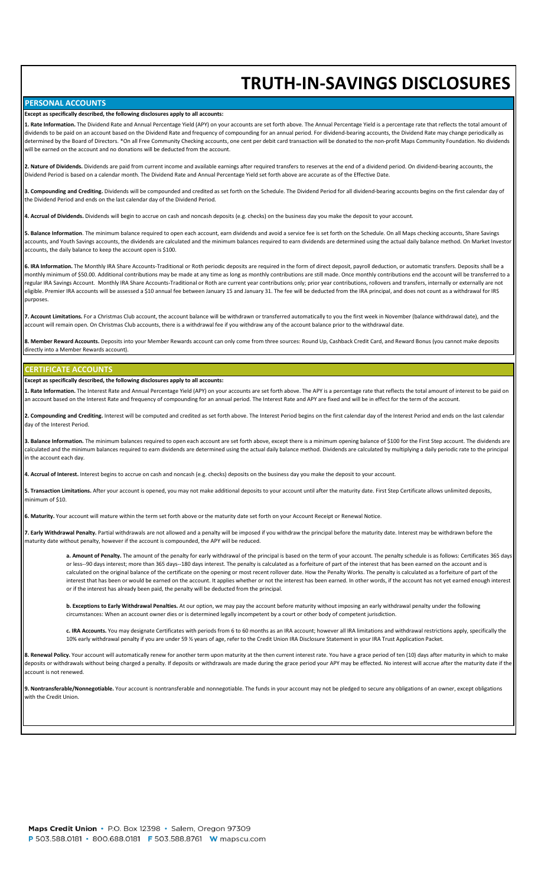# TRUTH-IN-SAVINGS DISCLOSURES

## PERSONAL ACCOUNTS

**Except as specifically described, the following disclosures apply to all accounts:**

**1. Rate Information.** The Dividend Rate and Annual Percentage Yield (APY) on your accounts are set forth above. The Annual Percentage Yield is a percentage rate that reflects the total amount of dividends to be paid on an account based on the Dividend Rate and frequency of compounding for an annual period. For dividend-bearing accounts, the Dividend Rate may change periodically as determined by the Board of Directors. *On all Free Community Checking accounts, one cent per debit card transaction will be donated to the non-profit Maps Community Foundation. No dividends will be earned on the account and no donations will be deducted from the account.

**2. Nature of Dividends.** Dividends are paid from current income and available earnings after required transfers to reserves at the end of a dividend period. On dividend-bearing accounts, the Dividend Period is based on a calendar month. The Dividend Rate and Annual Percentage Yield set forth above are accurate as of the Effective Date.

**3. Compounding and Crediting.** Dividends will be compounded and credited as set forth on the Schedule. The Dividend Period for all dividend-bearing accounts begins on the first calendar day of the Dividend Period and ends on the last calendar day of the Dividend Period.

**4. Accrual of Dividends.** Dividends will begin to accrue on cash and noncash deposits (e.g. checks) on the business day you make the deposit to your account.

**5. Balance Information**. The minimum balance required to open each account, earn dividends and avoid a service fee is set forth on the Schedule. On all Maps checking accounts, Share Savings accounts, and Youth Savings accounts, the dividends are calculated and the minimum balances required to earn dividends are determined using the actual daily balance method. On Market Investor accounts, the daily balance to keep the account open is $100.

**6. IRA Information.** The Monthly IRA Share Accounts-Traditional or Roth periodic deposits are required in the form of direct deposit, payroll deduction, or automatic transfers. Deposits shall be a monthly minimum of $50.00. Additional contributions may be made at any time as long as monthly contributions are still made. Once monthly contributions end the account will be transferred to a regular IRA Savings Account. Monthly IRA Share Accounts-Traditional or Roth are current year contributions only; prior year contributions, rollovers and transfers, internally or externally are not eligible. Premier IRA accounts will be assessed a $10 annual fee between January 15 and January 31. The fee will be deducted from the IRA principal, and does not count as a withdrawal for IRS purposes.

**7. Account Limitations.** For a Christmas Club account, the account balance will be withdrawn or transferred automatically to you the first week in November (balance withdrawal date), and the account will remain open. On Christmas Club accounts, there is a withdrawal fee if you withdraw any of the account balance prior to the withdrawal date.

**8. Member Reward Accounts.** Deposits into your Member Rewards account can only come from three sources: Round Up, Cashback Credit Card, and Reward Bonus (you cannot make deposits directly into a Member Rewards account).

## CERTIFICATE ACCOUNTS

**Except as specifically described, the following disclosures apply to all accounts:**

**1. Rate Information.** The Interest Rate and Annual Percentage Yield (APY) on your accounts are set forth above. The APY is a percentage rate that reflects the total amount of interest to be paid on an account based on the Interest Rate and frequency of compounding for an annual period. The Interest Rate and APY are fixed and will be in effect for the term of the account.

**2. Compounding and Crediting.** Interest will be computed and credited as set forth above. The Interest Period begins on the first calendar day of the Interest Period and ends on the last calendar day of the Interest Period.

**3. Balance Information.** The minimum balances required to open each account are set forth above, except there is a minimum opening balance of $100 for the First Step account. The dividends are calculated and the minimum balances required to earn dividends are determined using the actual daily balance method. Dividends are calculated by multiplying a daily periodic rate to the principal in the account each day.

**4. Accrual of Interest.** Interest begins to accrue on cash and noncash (e.g. checks) deposits on the business day you make the deposit to your account.

**5. Transaction Limitations.** After your account is opened, you may not make additional deposits to your account until after the maturity date. First Step Certificate allows unlimited deposits, minimum of $10.

**6. Maturity.** Your account will mature within the term set forth above or the maturity date set forth on your Account Receipt or Renewal Notice.

**7. Early Withdrawal Penalty.** Partial withdrawals are not allowed and a penalty will be imposed if you withdraw the principal before the maturity date. Interest may be withdrawn before the maturity date without penalty, however if the account is compounded, the APY will be reduced.

> **a. Amount of Penalty.** The amount of the penalty for early withdrawal of the principal is based on the term of your account. The penalty schedule is as follows: Certificates 365 days or less--90 days interest; more than 365 days--180 days interest. The penalty is calculated as a forfeiture of part of the interest that has been earned on the account and is calculated on the original balance of the certificate on the opening or most recent rollover date. How the Penalty Works. The penalty is calculated as a forfeiture of part of the interest that has been or would be earned on the account. It applies whether or not the interest has been earned. In other words, if the account has not yet earned enough interest or if the interest has already been paid, the penalty will be deducted from the principal.
>
> **b. Exceptions to Early Withdrawal Penalties.** At our option, we may pay the account before maturity without imposing an early withdrawal penalty under the following circumstances: When an account owner dies or is determined legally incompetent by a court or other body of competent jurisdiction.
>
> **c. IRA Accounts.** You may designate Certificates with periods from 6 to 60 months as an IRA account; however all IRA limitations and withdrawal restrictions apply, specifically the 10% early withdrawal penalty if you are under 59 ½ years of age, refer to the Credit Union IRA Disclosure Statement in your IRA Trust Application Packet.

**8. Renewal Policy.** Your account will automatically renew for another term upon maturity at the then current interest rate. You have a grace period of ten (10) days after maturity in which to make deposits or withdrawals without being charged a penalty. If deposits or withdrawals are made during the grace period your APY may be effected. No interest will accrue after the maturity date if the account is not renewed.

**9. Nontransferable/Nonnegotiable.** Your account is nontransferable and nonnegotiable. The funds in your account may not be pledged to secure any obligations of an owner, except obligations with the Credit Union.

**Maps Credit Union** • P.O. Box 12398 • Salem, Oregon 97309
**P** 503.588.0181 • 800.688.0181 **F** 503.588.8761 **W** mapscu.com